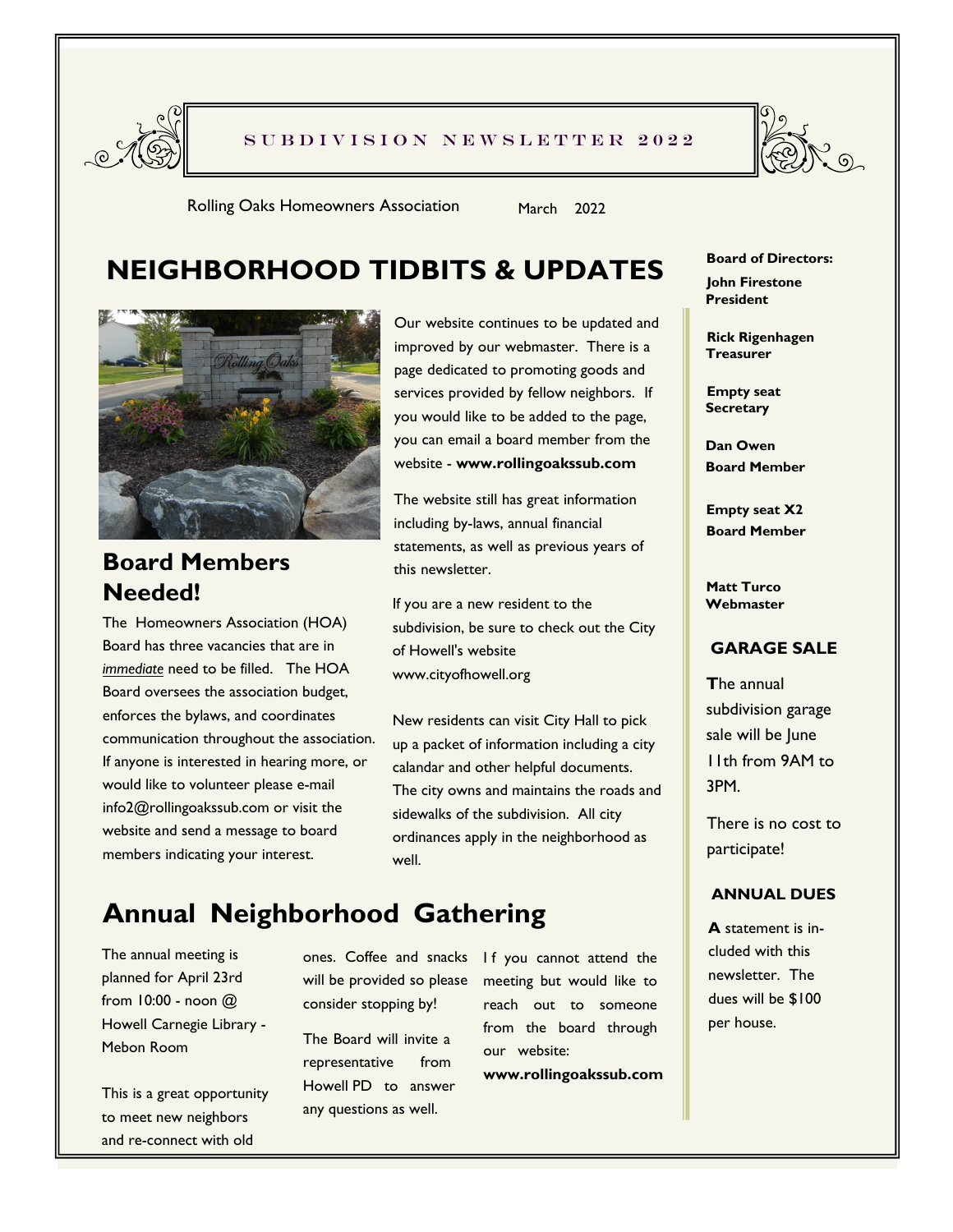SUBDIVISION NEWSLETTER 2022

Rolling Oaks Homeowners Association

March 2022

# NEIGHBORHOOD TIDBITS & UPDATES

## Board Members Needed!

The Homeowners Association (HOA) Board has three vacancies that are in *immediate* need to be filled. The HOA Board oversees the association budget, enforces the bylaws, and coordinates communication throughout the association. If anyone is interested in hearing more, or would like to volunteer please e-mail info2@rollingoakssub.com or visit the website and send a message to board members indicating your interest.

Our website continues to be updated and improved by our webmaster. There is a page dedicated to promoting goods and services provided by fellow neighbors. If you would like to be added to the page, you can email a board member from the website - **www.rollingoakssub.com**

The website still has great information including by-laws, annual financial statements, as well as previous years of this newsletter.

If you are a new resident to the subdivision, be sure to check out the City of Howell's website www.cityofhowell.org

New residents can visit City Hall to pick up a packet of information including a city calandar and other helpful documents. The city owns and maintains the roads and sidewalks of the subdivision. All city ordinances apply in the neighborhood as well.

# Annual Neighborhood Gathering

The annual meeting is planned for April 23rd from 10:00 - noon @ Howell Carnegie Library - Mebon Room

This is a great opportunity to meet new neighbors and re-connect with old ones. Coffee and snacks will be provided so please consider stopping by!

The Board will invite a representative from Howell PD to answer any questions as well.

If you cannot attend the meeting but would like to reach out to someone from the board through our website: **www.rollingoakssub.com**

**Board of Directors:**

**John Firestone**
**President**

**Rick Rigenhagen**
**Treasurer**

**Empty seat**
**Secretary**

**Dan Owen**
**Board Member**

**Empty seat X2**
**Board Member**

**Matt Turco**
**Webmaster**

## GARAGE SALE

The annual subdivision garage sale will be June 11th from 9AM to 3PM.

There is no cost to participate!

## ANNUAL DUES

A statement is included with this newsletter. The dues will be $100 per house.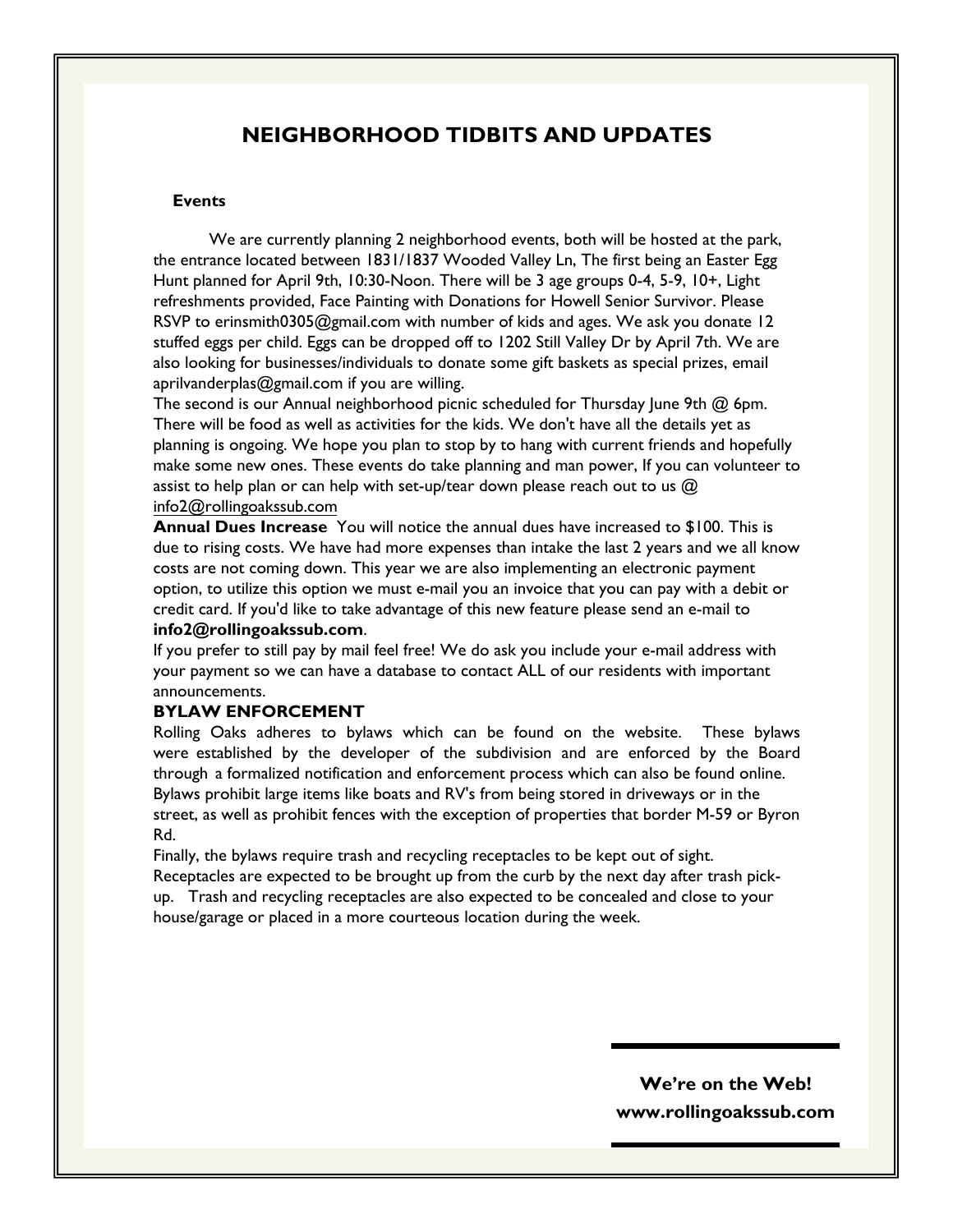## NEIGHBORHOOD TIDBITS AND UPDATES

**Events**

We are currently planning 2 neighborhood events, both will be hosted at the park, the entrance located between 1831/1837 Wooded Valley Ln, The first being an Easter Egg Hunt planned for April 9th, 10:30-Noon. There will be 3 age groups 0-4, 5-9, 10+, Light refreshments provided, Face Painting with Donations for Howell Senior Survivor. Please RSVP to erinsmith0305@gmail.com with number of kids and ages. We ask you donate 12 stuffed eggs per child. Eggs can be dropped off to 1202 Still Valley Dr by April 7th. We are also looking for businesses/individuals to donate some gift baskets as special prizes, email aprilvanderplas@gmail.com if you are willing.

The second is our Annual neighborhood picnic scheduled for Thursday June 9th @ 6pm. There will be food as well as activities for the kids. We don't have all the details yet as planning is ongoing. We hope you plan to stop by to hang with current friends and hopefully make some new ones. These events do take planning and man power, If you can volunteer to assist to help plan or can help with set-up/tear down please reach out to us @ info2@rollingoakssub.com

**Annual Dues Increase** You will notice the annual dues have increased to $100. This is due to rising costs. We have had more expenses than intake the last 2 years and we all know costs are not coming down. This year we are also implementing an electronic payment option, to utilize this option we must e-mail you an invoice that you can pay with a debit or credit card. If you'd like to take advantage of this new feature please send an e-mail to **info2@rollingoakssub.com**.

If you prefer to still pay by mail feel free! We do ask you include your e-mail address with your payment so we can have a database to contact ALL of our residents with important announcements.

**BYLAW ENFORCEMENT**

Rolling Oaks adheres to bylaws which can be found on the website. These bylaws were established by the developer of the subdivision and are enforced by the Board through a formalized notification and enforcement process which can also be found online. Bylaws prohibit large items like boats and RV's from being stored in driveways or in the street, as well as prohibit fences with the exception of properties that border M-59 or Byron Rd.

Finally, the bylaws require trash and recycling receptacles to be kept out of sight. Receptacles are expected to be brought up from the curb by the next day after trash pick-up. Trash and recycling receptacles are also expected to be concealed and close to your house/garage or placed in a more courteous location during the week.

**We're on the Web!**
**www.rollingoakssub.com**